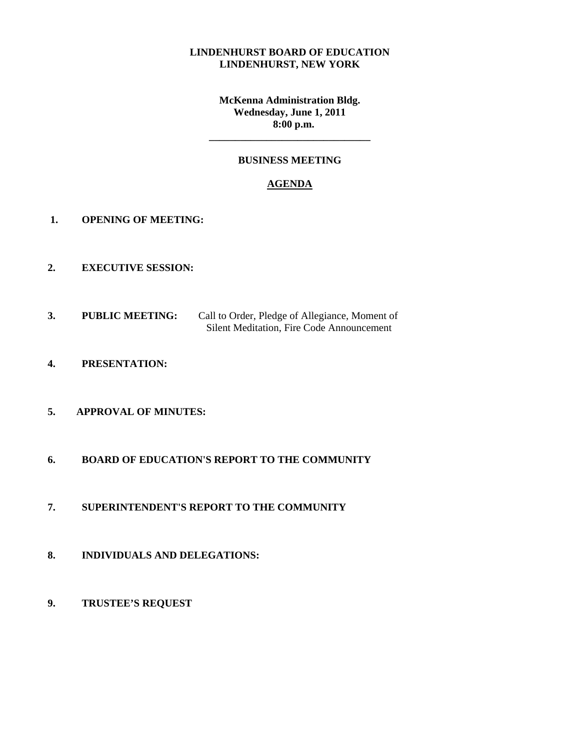**LINDENHURST BOARD OF EDUCATION**
**LINDENHURST, NEW YORK**

**McKenna Administration Bldg.**
**Wednesday, June 1, 2011**
**8:00 p.m.**

---

**BUSINESS MEETING**

**AGENDA**

1. **OPENING OF MEETING:**

2. **EXECUTIVE SESSION:**

3. **PUBLIC MEETING:** Call to Order, Pledge of Allegiance, Moment of Silent Meditation, Fire Code Announcement

4. **PRESENTATION:**

5. **APPROVAL OF MINUTES:**

6. **BOARD OF EDUCATION'S REPORT TO THE COMMUNITY**

7. **SUPERINTENDENT'S REPORT TO THE COMMUNITY**

8. **INDIVIDUALS AND DELEGATIONS:**

9. **TRUSTEE'S REQUEST**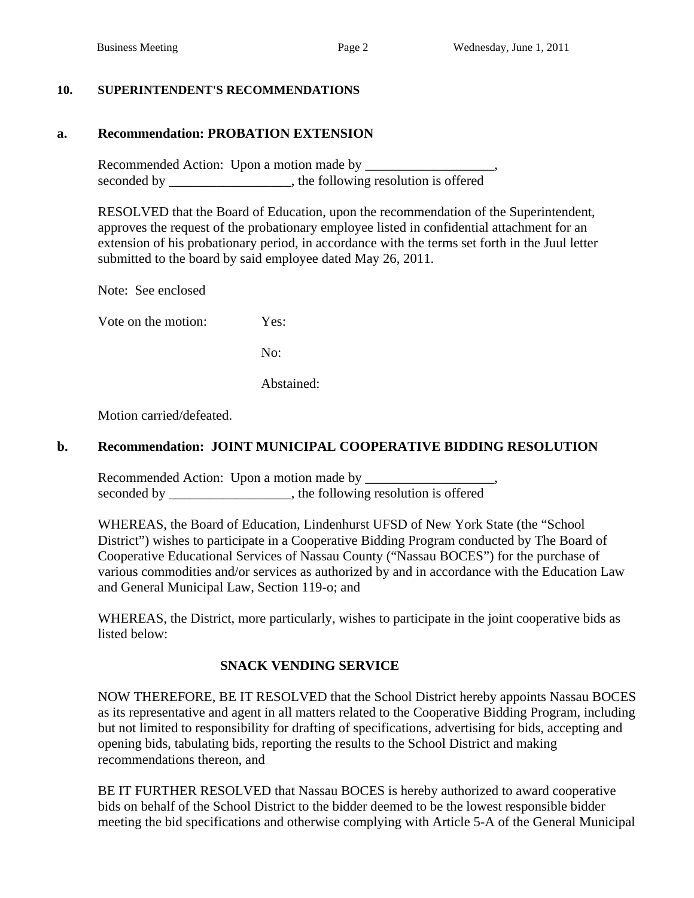## 10. SUPERINTENDENT'S RECOMMENDATIONS

### a. Recommendation: PROBATION EXTENSION

Recommended Action: Upon a motion made by ___________________, seconded by __________________, the following resolution is offered

RESOLVED that the Board of Education, upon the recommendation of the Superintendent, approves the request of the probationary employee listed in confidential attachment for an extension of his probationary period, in accordance with the terms set forth in the Juul letter submitted to the board by said employee dated May 26, 2011.

Note: See enclosed

Vote on the motion: Yes:

No:

Abstained:

Motion carried/defeated.

### b. Recommendation: JOINT MUNICIPAL COOPERATIVE BIDDING RESOLUTION

Recommended Action: Upon a motion made by ___________________, seconded by __________________, the following resolution is offered

WHEREAS, the Board of Education, Lindenhurst UFSD of New York State (the "School District") wishes to participate in a Cooperative Bidding Program conducted by The Board of Cooperative Educational Services of Nassau County ("Nassau BOCES") for the purchase of various commodities and/or services as authorized by and in accordance with the Education Law and General Municipal Law, Section 119-o; and

WHEREAS, the District, more particularly, wishes to participate in the joint cooperative bids as listed below:

**SNACK VENDING SERVICE**

NOW THEREFORE, BE IT RESOLVED that the School District hereby appoints Nassau BOCES as its representative and agent in all matters related to the Cooperative Bidding Program, including but not limited to responsibility for drafting of specifications, advertising for bids, accepting and opening bids, tabulating bids, reporting the results to the School District and making recommendations thereon, and

BE IT FURTHER RESOLVED that Nassau BOCES is hereby authorized to award cooperative bids on behalf of the School District to the bidder deemed to be the lowest responsible bidder meeting the bid specifications and otherwise complying with Article 5-A of the General Municipal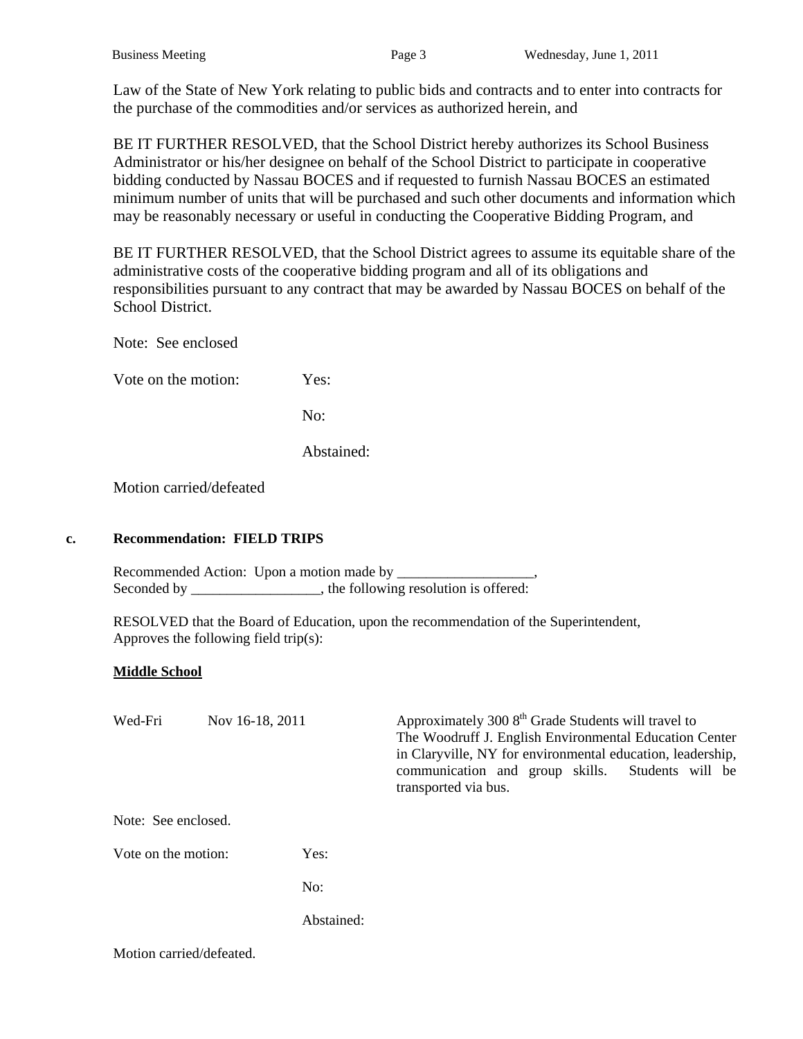Law of the State of New York relating to public bids and contracts and to enter into contracts for the purchase of the commodities and/or services as authorized herein, and

BE IT FURTHER RESOLVED, that the School District hereby authorizes its School Business Administrator or his/her designee on behalf of the School District to participate in cooperative bidding conducted by Nassau BOCES and if requested to furnish Nassau BOCES an estimated minimum number of units that will be purchased and such other documents and information which may be reasonably necessary or useful in conducting the Cooperative Bidding Program, and

BE IT FURTHER RESOLVED, that the School District agrees to assume its equitable share of the administrative costs of the cooperative bidding program and all of its obligations and responsibilities pursuant to any contract that may be awarded by Nassau BOCES on behalf of the School District.

Note: See enclosed

Vote on the motion: Yes:

No:

Abstained:

Motion carried/defeated

**c. Recommendation: FIELD TRIPS**

Recommended Action: Upon a motion made by ___________________, Seconded by __________________, the following resolution is offered:

RESOLVED that the Board of Education, upon the recommendation of the Superintendent, Approves the following field trip(s):

**Middle School**

| | | |
|---|---|---|
| Wed-Fri | Nov 16-18, 2011 | Approximately 300 8th Grade Students will travel to The Woodruff J. English Environmental Education Center in Claryville, NY for environmental education, leadership, communication and group skills. Students will be transported via bus. |

Note: See enclosed.

Vote on the motion: Yes:

No:

Abstained:

Motion carried/defeated.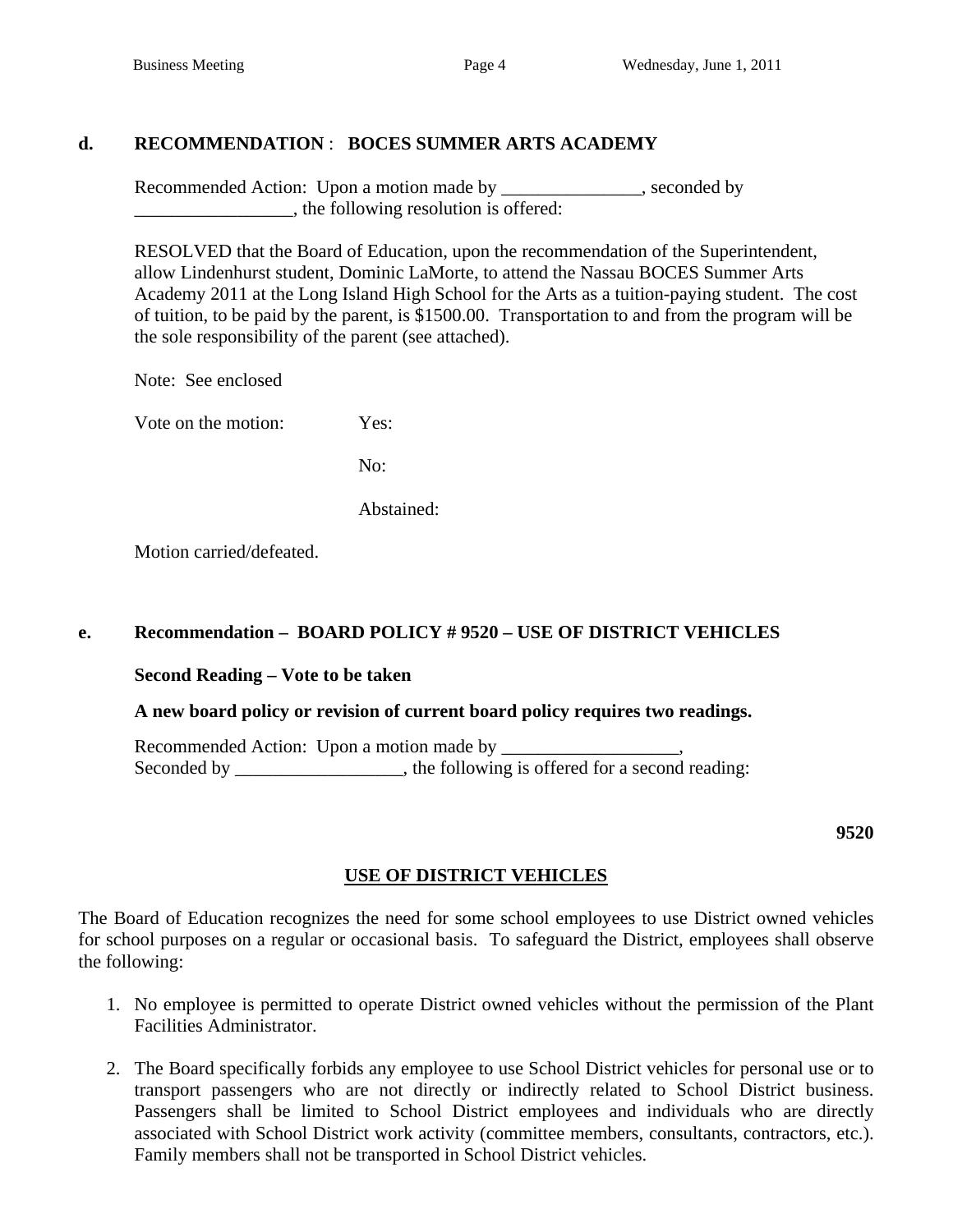**d. RECOMMENDATION : BOCES SUMMER ARTS ACADEMY**

Recommended Action: Upon a motion made by _______________, seconded by _________________, the following resolution is offered:

RESOLVED that the Board of Education, upon the recommendation of the Superintendent, allow Lindenhurst student, Dominic LaMorte, to attend the Nassau BOCES Summer Arts Academy 2011 at the Long Island High School for the Arts as a tuition-paying student. The cost of tuition, to be paid by the parent, is $1500.00. Transportation to and from the program will be the sole responsibility of the parent (see attached).

Note: See enclosed

Vote on the motion: Yes:

No:

Abstained:

Motion carried/defeated.

**e. Recommendation – BOARD POLICY # 9520 – USE OF DISTRICT VEHICLES**

**Second Reading – Vote to be taken**

**A new board policy or revision of current board policy requires two readings.**

Recommended Action: Upon a motion made by ___________________,
Seconded by __________________, the following is offered for a second reading:

**9520**

**USE OF DISTRICT VEHICLES**

The Board of Education recognizes the need for some school employees to use District owned vehicles for school purposes on a regular or occasional basis. To safeguard the District, employees shall observe the following:

1. No employee is permitted to operate District owned vehicles without the permission of the Plant Facilities Administrator.
2. The Board specifically forbids any employee to use School District vehicles for personal use or to transport passengers who are not directly or indirectly related to School District business. Passengers shall be limited to School District employees and individuals who are directly associated with School District work activity (committee members, consultants, contractors, etc.). Family members shall not be transported in School District vehicles.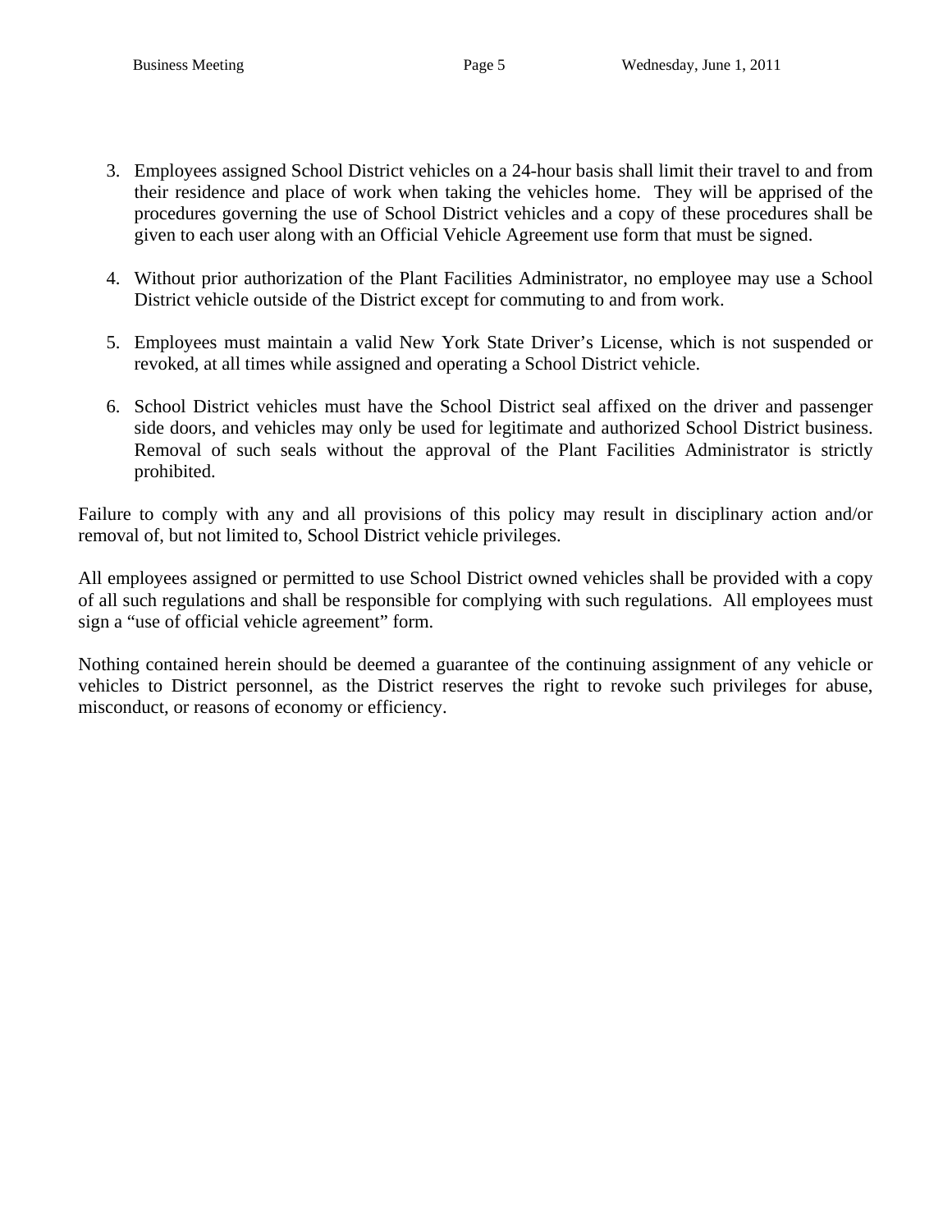3. Employees assigned School District vehicles on a 24-hour basis shall limit their travel to and from their residence and place of work when taking the vehicles home. They will be apprised of the procedures governing the use of School District vehicles and a copy of these procedures shall be given to each user along with an Official Vehicle Agreement use form that must be signed.

4. Without prior authorization of the Plant Facilities Administrator, no employee may use a School District vehicle outside of the District except for commuting to and from work.

5. Employees must maintain a valid New York State Driver's License, which is not suspended or revoked, at all times while assigned and operating a School District vehicle.

6. School District vehicles must have the School District seal affixed on the driver and passenger side doors, and vehicles may only be used for legitimate and authorized School District business. Removal of such seals without the approval of the Plant Facilities Administrator is strictly prohibited.

Failure to comply with any and all provisions of this policy may result in disciplinary action and/or removal of, but not limited to, School District vehicle privileges.

All employees assigned or permitted to use School District owned vehicles shall be provided with a copy of all such regulations and shall be responsible for complying with such regulations. All employees must sign a "use of official vehicle agreement" form.

Nothing contained herein should be deemed a guarantee of the continuing assignment of any vehicle or vehicles to District personnel, as the District reserves the right to revoke such privileges for abuse, misconduct, or reasons of economy or efficiency.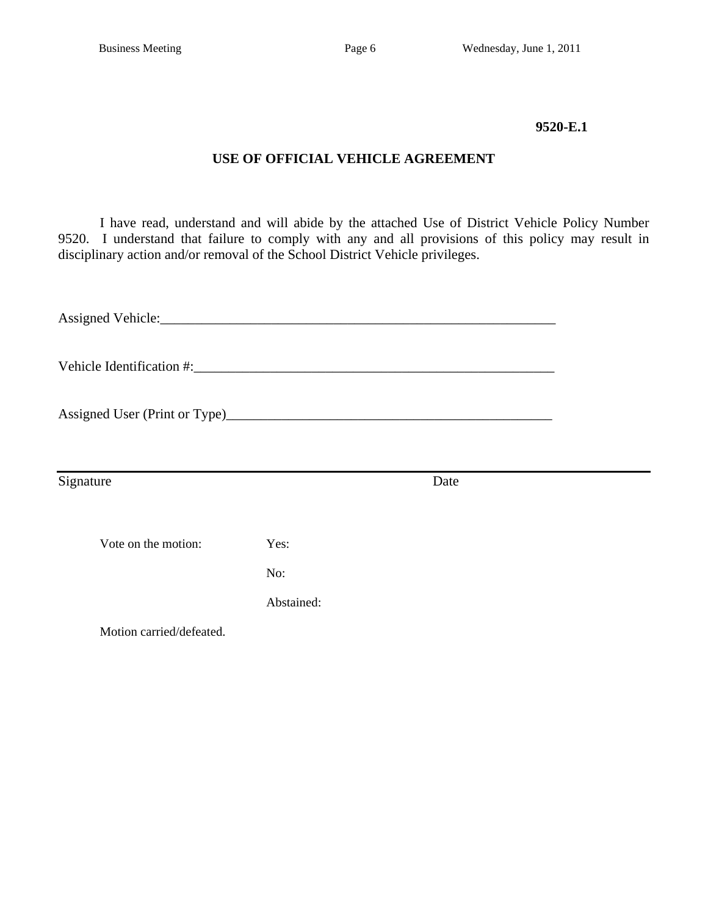**9520-E.1**

## USE OF OFFICIAL VEHICLE AGREEMENT

I have read, understand and will abide by the attached Use of District Vehicle Policy Number 9520. I understand that failure to comply with any and all provisions of this policy may result in disciplinary action and/or removal of the School District Vehicle privileges.

Assigned Vehicle:____________________________________________________________

Vehicle Identification #:______________________________________________________

Assigned User (Print or Type)__________________________________________________

______________________________________________________________________________

Signature                                                                                    Date

Vote on the motion: Yes:

No:

Abstained:

Motion carried/defeated.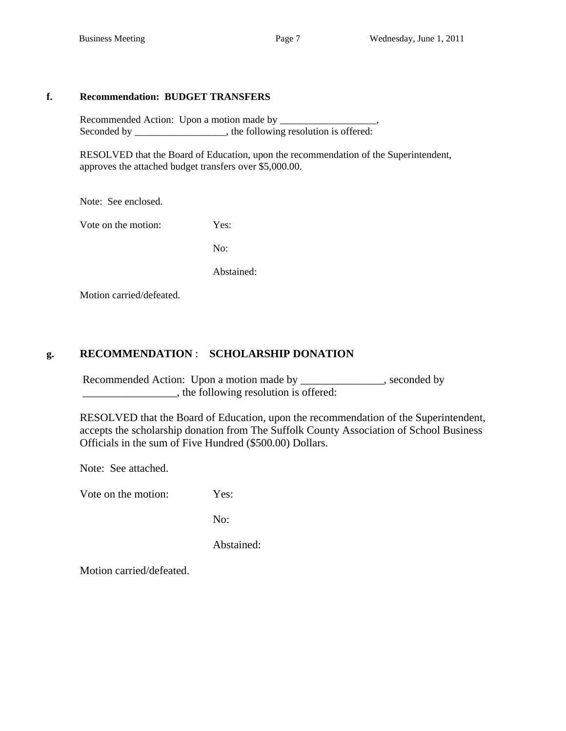**f. Recommendation: BUDGET TRANSFERS**

Recommended Action: Upon a motion made by ___________________,
Seconded by __________________, the following resolution is offered:

RESOLVED that the Board of Education, upon the recommendation of the Superintendent, approves the attached budget transfers over $5,000.00.

Note: See enclosed.

Vote on the motion: Yes:

No:

Abstained:

Motion carried/defeated.

**g. RECOMMENDATION : SCHOLARSHIP DONATION**

Recommended Action: Upon a motion made by _______________, seconded by _________________, the following resolution is offered:

RESOLVED that the Board of Education, upon the recommendation of the Superintendent, accepts the scholarship donation from The Suffolk County Association of School Business Officials in the sum of Five Hundred ($500.00) Dollars.

Note: See attached.

Vote on the motion: Yes:

No:

Abstained:

Motion carried/defeated.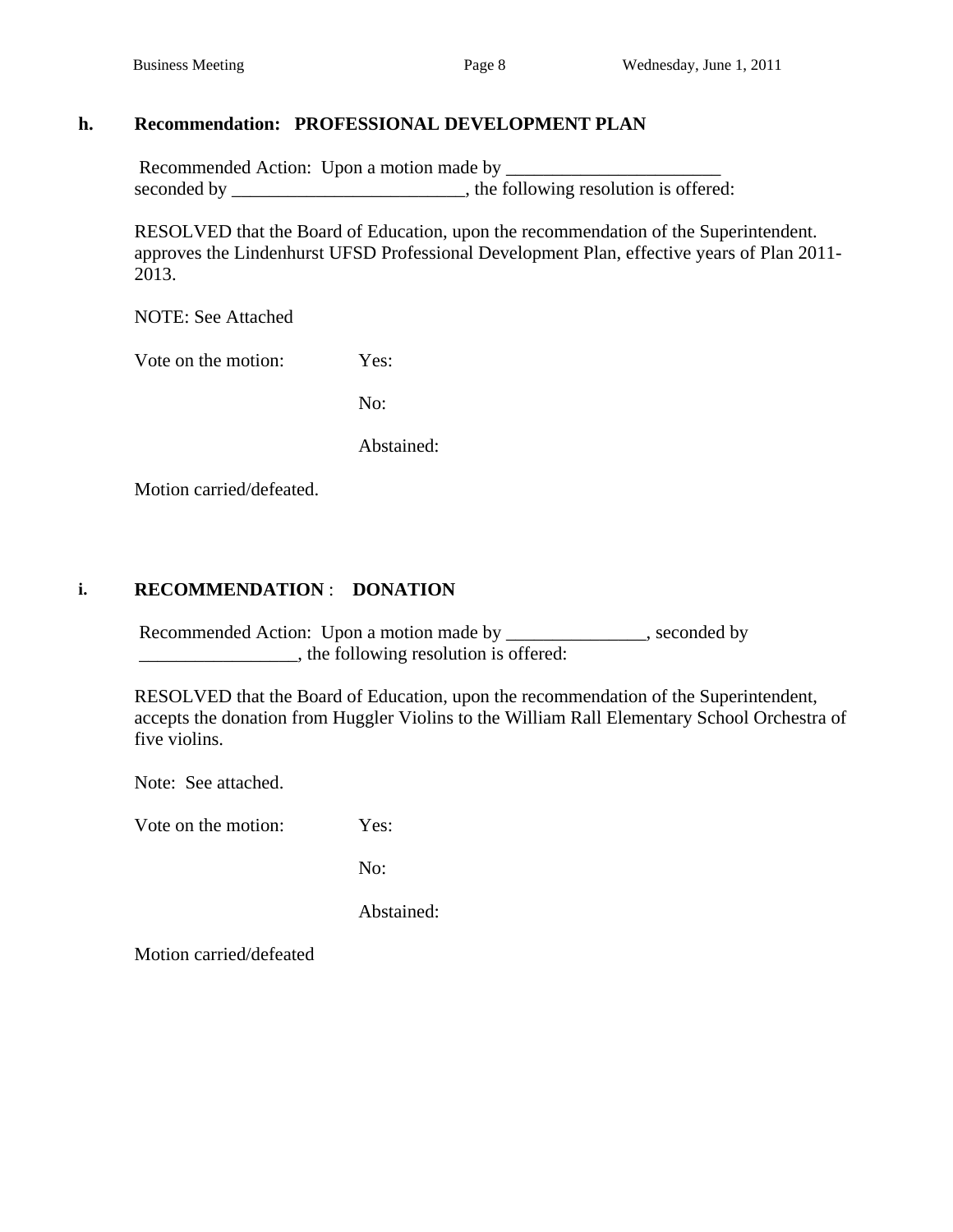**h. Recommendation: PROFESSIONAL DEVELOPMENT PLAN**

Recommended Action: Upon a motion made by ________________________ seconded by __________________________, the following resolution is offered:

RESOLVED that the Board of Education, upon the recommendation of the Superintendent. approves the Lindenhurst UFSD Professional Development Plan, effective years of Plan 2011-2013.

NOTE: See Attached

Vote on the motion: Yes:

No:

Abstained:

Motion carried/defeated.

**i. RECOMMENDATION : DONATION**

Recommended Action: Upon a motion made by _______________, seconded by _________________, the following resolution is offered:

RESOLVED that the Board of Education, upon the recommendation of the Superintendent, accepts the donation from Huggler Violins to the William Rall Elementary School Orchestra of five violins.

Note: See attached.

Vote on the motion: Yes:

No:

Abstained:

Motion carried/defeated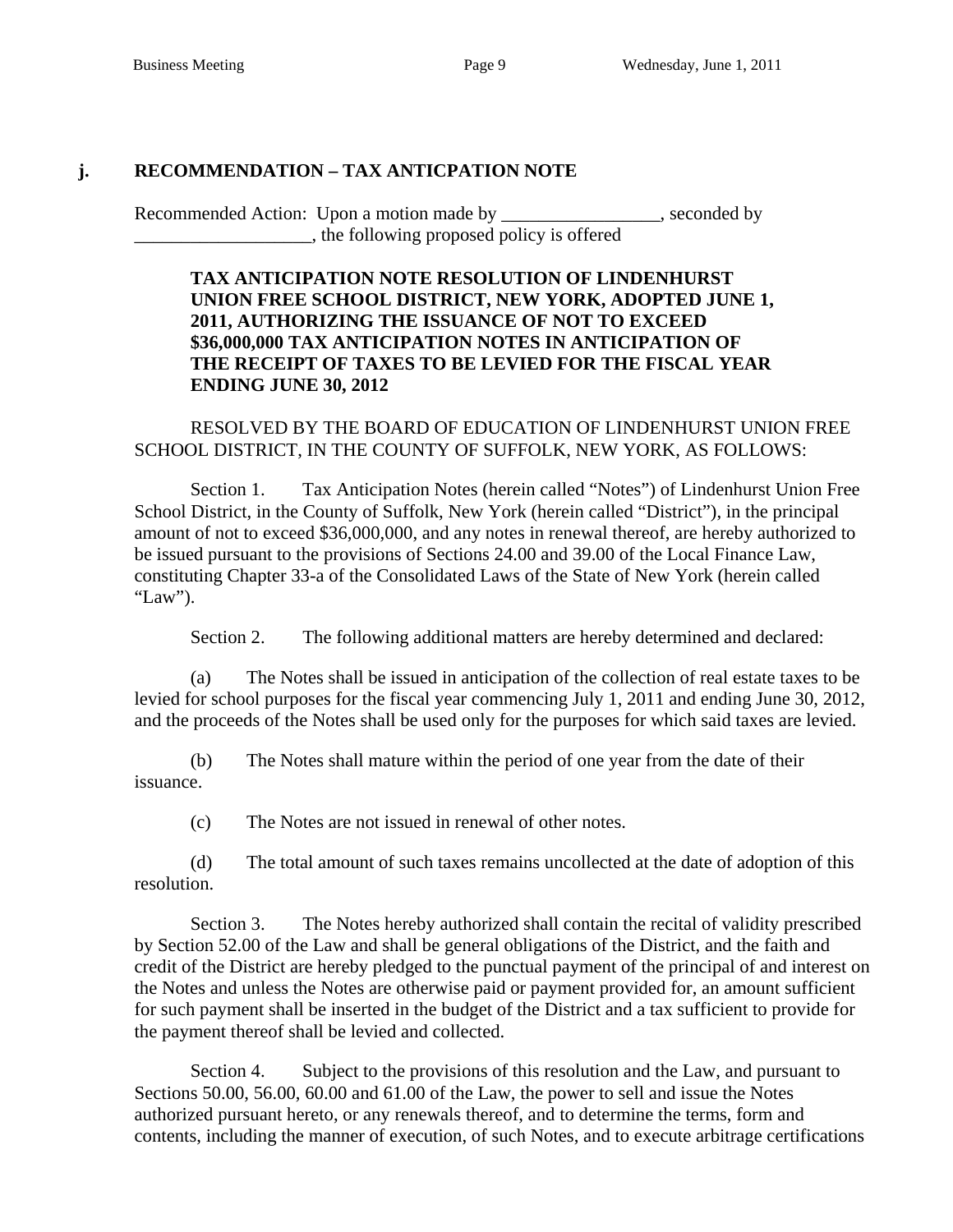## j. RECOMMENDATION – TAX ANTICPATION NOTE

Recommended Action: Upon a motion made by _________________, seconded by ___________________, the following proposed policy is offered

**TAX ANTICIPATION NOTE RESOLUTION OF LINDENHURST UNION FREE SCHOOL DISTRICT, NEW YORK, ADOPTED JUNE 1, 2011, AUTHORIZING THE ISSUANCE OF NOT TO EXCEED $36,000,000 TAX ANTICIPATION NOTES IN ANTICIPATION OF THE RECEIPT OF TAXES TO BE LEVIED FOR THE FISCAL YEAR ENDING JUNE 30, 2012**

RESOLVED BY THE BOARD OF EDUCATION OF LINDENHURST UNION FREE SCHOOL DISTRICT, IN THE COUNTY OF SUFFOLK, NEW YORK, AS FOLLOWS:

Section 1. Tax Anticipation Notes (herein called "Notes") of Lindenhurst Union Free School District, in the County of Suffolk, New York (herein called "District"), in the principal amount of not to exceed $36,000,000, and any notes in renewal thereof, are hereby authorized to be issued pursuant to the provisions of Sections 24.00 and 39.00 of the Local Finance Law, constituting Chapter 33-a of the Consolidated Laws of the State of New York (herein called "Law").

Section 2. The following additional matters are hereby determined and declared:

(a) The Notes shall be issued in anticipation of the collection of real estate taxes to be levied for school purposes for the fiscal year commencing July 1, 2011 and ending June 30, 2012, and the proceeds of the Notes shall be used only for the purposes for which said taxes are levied.

(b) The Notes shall mature within the period of one year from the date of their issuance.

(c) The Notes are not issued in renewal of other notes.

(d) The total amount of such taxes remains uncollected at the date of adoption of this resolution.

Section 3. The Notes hereby authorized shall contain the recital of validity prescribed by Section 52.00 of the Law and shall be general obligations of the District, and the faith and credit of the District are hereby pledged to the punctual payment of the principal of and interest on the Notes and unless the Notes are otherwise paid or payment provided for, an amount sufficient for such payment shall be inserted in the budget of the District and a tax sufficient to provide for the payment thereof shall be levied and collected.

Section 4. Subject to the provisions of this resolution and the Law, and pursuant to Sections 50.00, 56.00, 60.00 and 61.00 of the Law, the power to sell and issue the Notes authorized pursuant hereto, or any renewals thereof, and to determine the terms, form and contents, including the manner of execution, of such Notes, and to execute arbitrage certifications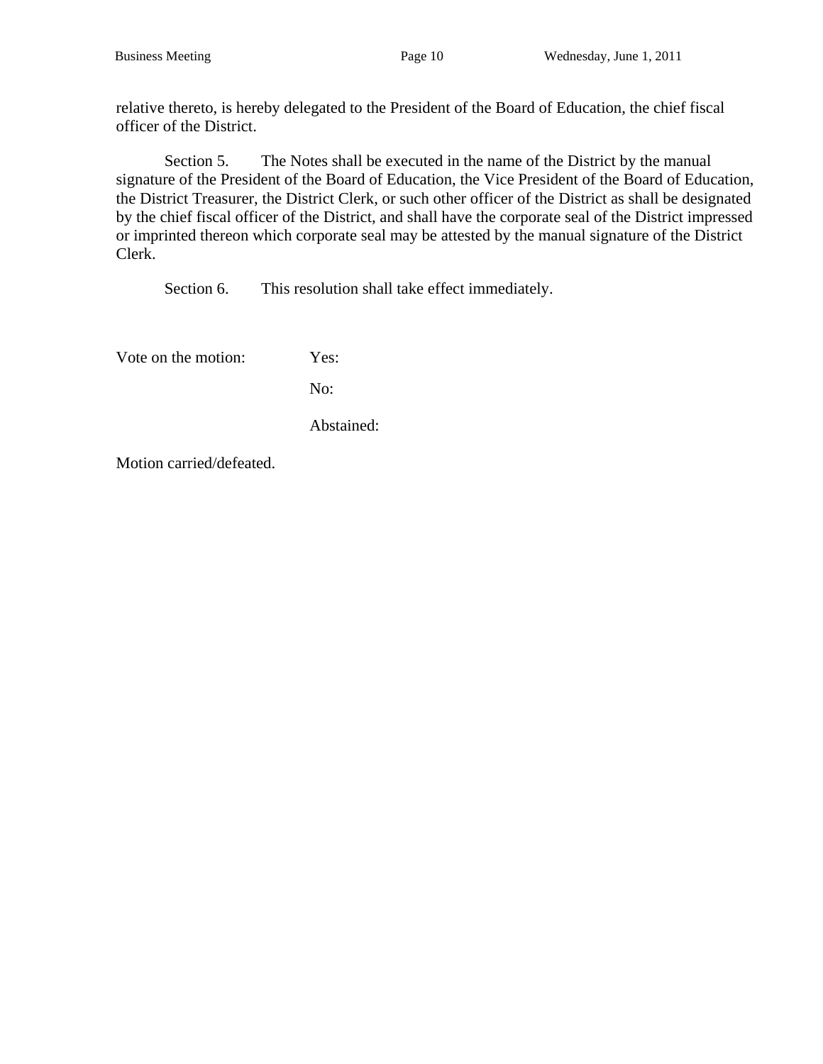relative thereto, is hereby delegated to the President of the Board of Education, the chief fiscal officer of the District.

Section 5. The Notes shall be executed in the name of the District by the manual signature of the President of the Board of Education, the Vice President of the Board of Education, the District Treasurer, the District Clerk, or such other officer of the District as shall be designated by the chief fiscal officer of the District, and shall have the corporate seal of the District impressed or imprinted thereon which corporate seal may be attested by the manual signature of the District Clerk.

Section 6. This resolution shall take effect immediately.

Vote on the motion: Yes:

No:

Abstained:

Motion carried/defeated.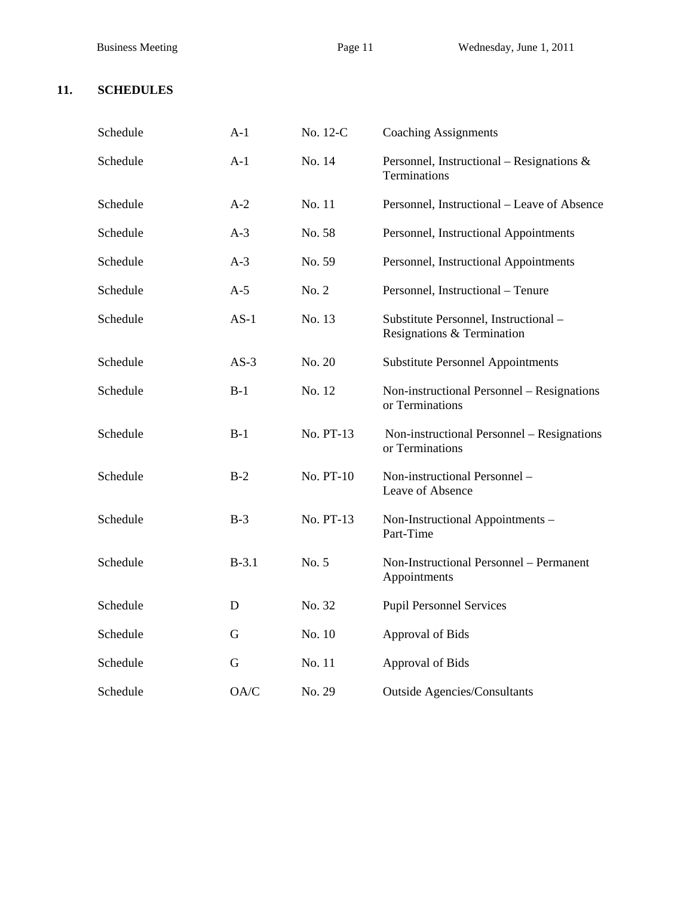## 11. SCHEDULES

| | | | |
|---|---|---|---|
| Schedule | A-1 | No. 12-C | Coaching Assignments |
| Schedule | A-1 | No. 14 | Personnel, Instructional – Resignations & Terminations |
| Schedule | A-2 | No. 11 | Personnel, Instructional – Leave of Absence |
| Schedule | A-3 | No. 58 | Personnel, Instructional Appointments |
| Schedule | A-3 | No. 59 | Personnel, Instructional Appointments |
| Schedule | A-5 | No. 2 | Personnel, Instructional – Tenure |
| Schedule | AS-1 | No. 13 | Substitute Personnel, Instructional – Resignations & Termination |
| Schedule | AS-3 | No. 20 | Substitute Personnel Appointments |
| Schedule | B-1 | No. 12 | Non-instructional Personnel – Resignations or Terminations |
| Schedule | B-1 | No. PT-13 | Non-instructional Personnel – Resignations or Terminations |
| Schedule | B-2 | No. PT-10 | Non-instructional Personnel – Leave of Absence |
| Schedule | B-3 | No. PT-13 | Non-Instructional Appointments – Part-Time |
| Schedule | B-3.1 | No. 5 | Non-Instructional Personnel – Permanent Appointments |
| Schedule | D | No. 32 | Pupil Personnel Services |
| Schedule | G | No. 10 | Approval of Bids |
| Schedule | G | No. 11 | Approval of Bids |
| Schedule | OA/C | No. 29 | Outside Agencies/Consultants |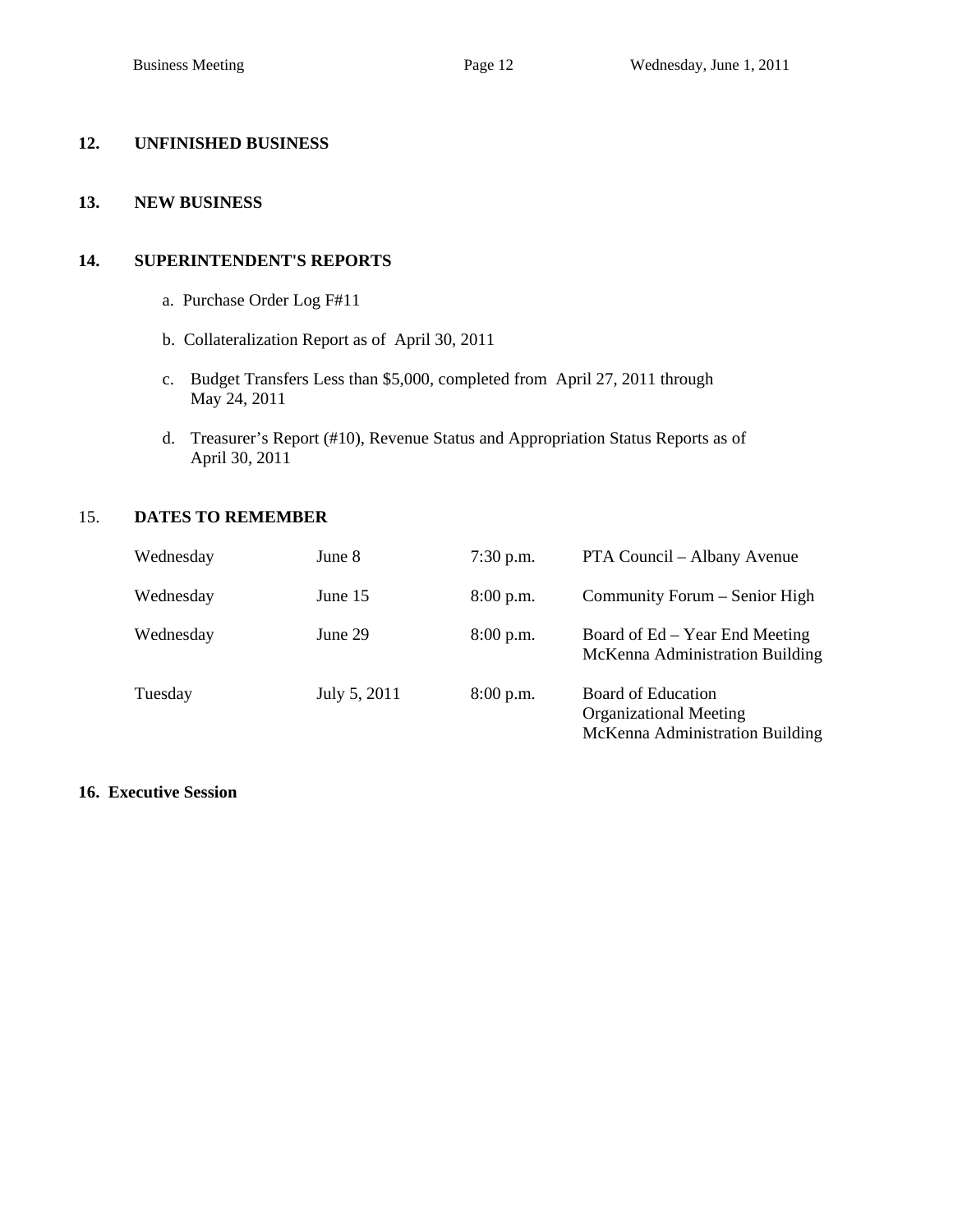**12. UNFINISHED BUSINESS**

**13. NEW BUSINESS**

**14. SUPERINTENDENT'S REPORTS**

a. Purchase Order Log F#11

b. Collateralization Report as of April 30, 2011

c. Budget Transfers Less than $5,000, completed from April 27, 2011 through May 24, 2011

d. Treasurer's Report (#10), Revenue Status and Appropriation Status Reports as of April 30, 2011

15. **DATES TO REMEMBER**

| | | | |
|---|---|---|---|
| Wednesday | June 8 | 7:30 p.m. | PTA Council – Albany Avenue |
| Wednesday | June 15 | 8:00 p.m. | Community Forum – Senior High |
| Wednesday | June 29 | 8:00 p.m. | Board of Ed – Year End Meeting McKenna Administration Building |
| Tuesday | July 5, 2011 | 8:00 p.m. | Board of Education Organizational Meeting McKenna Administration Building |

**16. Executive Session**